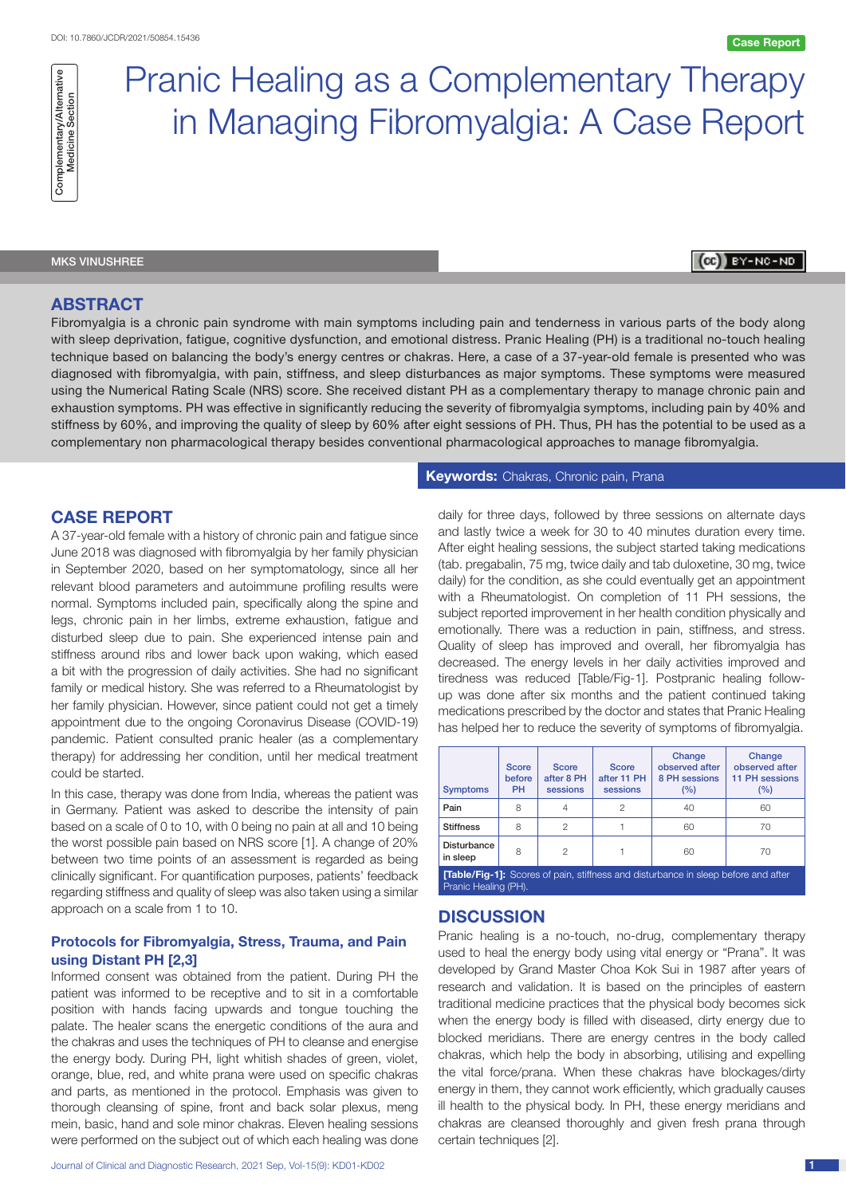DOI: 10.7860/JCDR/2021/50854.15436

Case Report

Complementary/Alternative Medicine Section

# Pranic Healing as a Complementary Therapy in Managing Fibromyalgia: A Case Report

MKS VINUSHREE

## ABSTRACT

Fibromyalgia is a chronic pain syndrome with main symptoms including pain and tenderness in various parts of the body along with sleep deprivation, fatigue, cognitive dysfunction, and emotional distress. Pranic Healing (PH) is a traditional no-touch healing technique based on balancing the body's energy centres or chakras. Here, a case of a 37-year-old female is presented who was diagnosed with fibromyalgia, with pain, stiffness, and sleep disturbances as major symptoms. These symptoms were measured using the Numerical Rating Scale (NRS) score. She received distant PH as a complementary therapy to manage chronic pain and exhaustion symptoms. PH was effective in significantly reducing the severity of fibromyalgia symptoms, including pain by 40% and stiffness by 60%, and improving the quality of sleep by 60% after eight sessions of PH. Thus, PH has the potential to be used as a complementary non pharmacological therapy besides conventional pharmacological approaches to manage fibromyalgia.

**Keywords:** Chakras, Chronic pain, Prana

## CASE REPORT

A 37-year-old female with a history of chronic pain and fatigue since June 2018 was diagnosed with fibromyalgia by her family physician in September 2020, based on her symptomatology, since all her relevant blood parameters and autoimmune profiling results were normal. Symptoms included pain, specifically along the spine and legs, chronic pain in her limbs, extreme exhaustion, fatigue and disturbed sleep due to pain. She experienced intense pain and stiffness around ribs and lower back upon waking, which eased a bit with the progression of daily activities. She had no significant family or medical history. She was referred to a Rheumatologist by her family physician. However, since patient could not get a timely appointment due to the ongoing Coronavirus Disease (COVID-19) pandemic. Patient consulted pranic healer (as a complementary therapy) for addressing her condition, until her medical treatment could be started.

In this case, therapy was done from India, whereas the patient was in Germany. Patient was asked to describe the intensity of pain based on a scale of 0 to 10, with 0 being no pain at all and 10 being the worst possible pain based on NRS score [1]. A change of 20% between two time points of an assessment is regarded as being clinically significant. For quantification purposes, patients' feedback regarding stiffness and quality of sleep was also taken using a similar approach on a scale from 1 to 10.

### Protocols for Fibromyalgia, Stress, Trauma, and Pain using Distant PH [2,3]

Informed consent was obtained from the patient. During PH the patient was informed to be receptive and to sit in a comfortable position with hands facing upwards and tongue touching the palate. The healer scans the energetic conditions of the aura and the chakras and uses the techniques of PH to cleanse and energise the energy body. During PH, light whitish shades of green, violet, orange, blue, red, and white prana were used on specific chakras and parts, as mentioned in the protocol. Emphasis was given to thorough cleansing of spine, front and back solar plexus, meng mein, basic, hand and sole minor chakras. Eleven healing sessions were performed on the subject out of which each healing was done daily for three days, followed by three sessions on alternate days and lastly twice a week for 30 to 40 minutes duration every time. After eight healing sessions, the subject started taking medications (tab. pregabalin, 75 mg, twice daily and tab duloxetine, 30 mg, twice daily) for the condition, as she could eventually get an appointment with a Rheumatologist. On completion of 11 PH sessions, the subject reported improvement in her health condition physically and emotionally. There was a reduction in pain, stiffness, and stress. Quality of sleep has improved and overall, her fibromyalgia has decreased. The energy levels in her daily activities improved and tiredness was reduced [Table/Fig-1]. Postpranic healing follow-up was done after six months and the patient continued taking medications prescribed by the doctor and states that Pranic Healing has helped her to reduce the severity of symptoms of fibromyalgia.

| Symptoms | Score before PH | Score after 8 PH sessions | Score after 11 PH sessions | Change observed after 8 PH sessions (%) | Change observed after 11 PH sessions (%) |
|---|---|---|---|---|---|
| Pain | 8 | 4 | 2 | 40 | 60 |
| Stiffness | 8 | 2 | 1 | 60 | 70 |
| Disturbance in sleep | 8 | 2 | 1 | 60 | 70 |

**[Table/Fig-1]:** Scores of pain, stiffness and disturbance in sleep before and after Pranic Healing (PH).

## DISCUSSION

Pranic healing is a no-touch, no-drug, complementary therapy used to heal the energy body using vital energy or "Prana". It was developed by Grand Master Choa Kok Sui in 1987 after years of research and validation. It is based on the principles of eastern traditional medicine practices that the physical body becomes sick when the energy body is filled with diseased, dirty energy due to blocked meridians. There are energy centres in the body called chakras, which help the body in absorbing, utilising and expelling the vital force/prana. When these chakras have blockages/dirty energy in them, they cannot work efficiently, which gradually causes ill health to the physical body. In PH, these energy meridians and chakras are cleansed thoroughly and given fresh prana through certain techniques [2].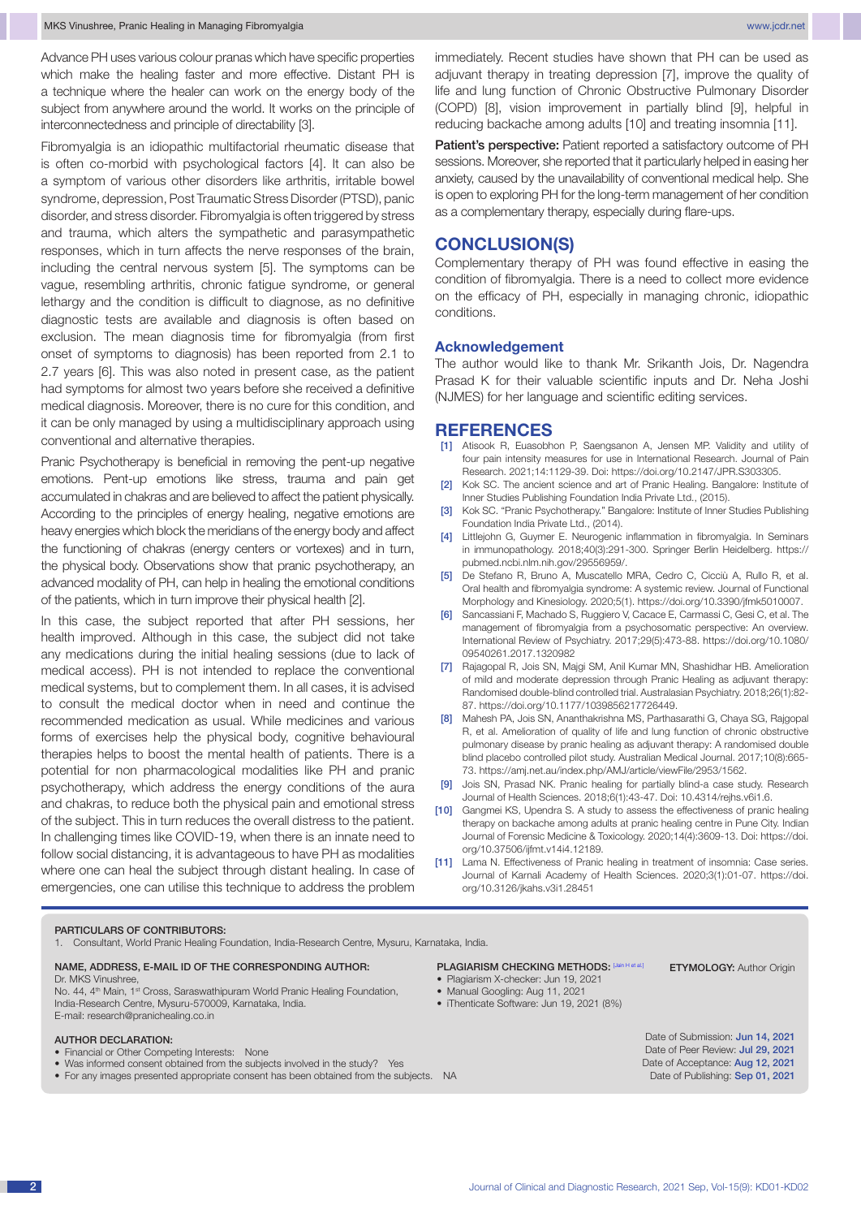Advance PH uses various colour pranas which have specific properties which make the healing faster and more effective. Distant PH is a technique where the healer can work on the energy body of the subject from anywhere around the world. It works on the principle of interconnectedness and principle of directability [3].

Fibromyalgia is an idiopathic multifactorial rheumatic disease that is often co-morbid with psychological factors [4]. It can also be a symptom of various other disorders like arthritis, irritable bowel syndrome, depression, Post Traumatic Stress Disorder (PTSD), panic disorder, and stress disorder. Fibromyalgia is often triggered by stress and trauma, which alters the sympathetic and parasympathetic responses, which in turn affects the nerve responses of the brain, including the central nervous system [5]. The symptoms can be vague, resembling arthritis, chronic fatigue syndrome, or general lethargy and the condition is difficult to diagnose, as no definitive diagnostic tests are available and diagnosis is often based on exclusion. The mean diagnosis time for fibromyalgia (from first onset of symptoms to diagnosis) has been reported from 2.1 to 2.7 years [6]. This was also noted in present case, as the patient had symptoms for almost two years before she received a definitive medical diagnosis. Moreover, there is no cure for this condition, and it can be only managed by using a multidisciplinary approach using conventional and alternative therapies.

Pranic Psychotherapy is beneficial in removing the pent-up negative emotions. Pent-up emotions like stress, trauma and pain get accumulated in chakras and are believed to affect the patient physically. According to the principles of energy healing, negative emotions are heavy energies which block the meridians of the energy body and affect the functioning of chakras (energy centers or vortexes) and in turn, the physical body. Observations show that pranic psychotherapy, an advanced modality of PH, can help in healing the emotional conditions of the patients, which in turn improve their physical health [2].

In this case, the subject reported that after PH sessions, her health improved. Although in this case, the subject did not take any medications during the initial healing sessions (due to lack of medical access). PH is not intended to replace the conventional medical systems, but to complement them. In all cases, it is advised to consult the medical doctor when in need and continue the recommended medication as usual. While medicines and various forms of exercises help the physical body, cognitive behavioural therapies helps to boost the mental health of patients. There is a potential for non pharmacological modalities like PH and pranic psychotherapy, which address the energy conditions of the aura and chakras, to reduce both the physical pain and emotional stress of the subject. This in turn reduces the overall distress to the patient. In challenging times like COVID-19, when there is an innate need to follow social distancing, it is advantageous to have PH as modalities where one can heal the subject through distant healing. In case of emergencies, one can utilise this technique to address the problem immediately. Recent studies have shown that PH can be used as adjuvant therapy in treating depression [7], improve the quality of life and lung function of Chronic Obstructive Pulmonary Disorder (COPD) [8], vision improvement in partially blind [9], helpful in reducing backache among adults [10] and treating insomnia [11].

**Patient's perspective:** Patient reported a satisfactory outcome of PH sessions. Moreover, she reported that it particularly helped in easing her anxiety, caused by the unavailability of conventional medical help. She is open to exploring PH for the long-term management of her condition as a complementary therapy, especially during flare-ups.

## CONCLUSION(S)

Complementary therapy of PH was found effective in easing the condition of fibromyalgia. There is a need to collect more evidence on the efficacy of PH, especially in managing chronic, idiopathic conditions.

### Acknowledgement

The author would like to thank Mr. Srikanth Jois, Dr. Nagendra Prasad K for their valuable scientific inputs and Dr. Neha Joshi (NJMES) for her language and scientific editing services.

## REFERENCES

[1] Atisook R, Euasobhon P, Saengsanon A, Jensen MP. Validity and utility of four pain intensity measures for use in International Research. Journal of Pain Research. 2021;14:1129-39. Doi: https://doi.org/10.2147/JPR.S303305.

[2] Kok SC. The ancient science and art of Pranic Healing. Bangalore: Institute of Inner Studies Publishing Foundation India Private Ltd., (2015).

[3] Kok SC. "Pranic Psychotherapy." Bangalore: Institute of Inner Studies Publishing Foundation India Private Ltd., (2014).

[4] Littlejohn G, Guymer E. Neurogenic inflammation in fibromyalgia. In Seminars in immunopathology. 2018;40(3):291-300. Springer Berlin Heidelberg. https://pubmed.ncbi.nlm.nih.gov/29556959/.

[5] De Stefano R, Bruno A, Muscatello MRA, Cedro C, Cicciù A, Rullo R, et al. Oral health and fibromyalgia syndrome: A systemic review. Journal of Functional Morphology and Kinesiology. 2020;5(1). https://doi.org/10.3390/jfmk5010007.

[6] Sancassiani F, Machado S, Ruggiero V, Cacace E, Carmassi C, Gesi C, et al. The management of fibromyalgia from a psychosomatic perspective: An overview. International Review of Psychiatry. 2017;29(5):473-88. https://doi.org/10.1080/09540261.2017.1320982

[7] Rajagopal R, Jois SN, Majgi SM, Anil Kumar MN, Shashidhar HB. Amelioration of mild and moderate depression through Pranic Healing as adjuvant therapy: Randomised double-blind controlled trial. Australasian Psychiatry. 2018;26(1):82-87. https://doi.org/10.1177/1039856217726449.

[8] Mahesh PA, Jois SN, Ananthakrishna MS, Parthasarathi G, Chaya SG, Rajgopal R, et al. Amelioration of quality of life and lung function of chronic obstructive pulmonary disease by pranic healing as adjuvant therapy: A randomised double blind placebo controlled pilot study. Australian Medical Journal. 2017;10(8):665-73. https://amj.net.au/index.php/AMJ/article/viewFile/2953/1562.

[9] Jois SN, Prasad NK. Pranic healing for partially blind-a case study. Research Journal of Health Sciences. 2018;6(1):43-47. Doi: 10.4314/rejhs.v6i1.6.

[10] Gangmei KS, Upendra S. A study to assess the effectiveness of pranic healing therapy on backache among adults at pranic healing centre in Pune City. Indian Journal of Forensic Medicine & Toxicology. 2020;14(4):3609-13. Doi: https://doi.org/10.37506/ijfmt.v14i4.12189.

[11] Lama N. Effectiveness of Pranic healing in treatment of insomnia: Case series. Journal of Karnali Academy of Health Sciences. 2020;3(1):01-07. https://doi.org/10.3126/jkahs.v3i1.28451

**PARTICULARS OF CONTRIBUTORS:**

1. Consultant, World Pranic Healing Foundation, India-Research Centre, Mysuru, Karnataka, India.

**NAME, ADDRESS, E-MAIL ID OF THE CORRESPONDING AUTHOR:**

Dr. MKS Vinushree,
No. 44, 4th Main, 1st Cross, Saraswathipuram World Pranic Healing Foundation, India-Research Centre, Mysuru-570009, Karnataka, India.
E-mail: research@pranichealing.co.in

**AUTHOR DECLARATION:**

- Financial or Other Competing Interests: None
- Was informed consent obtained from the subjects involved in the study? Yes
- For any images presented appropriate consent has been obtained from the subjects. NA

**PLAGIARISM CHECKING METHODS:** [Jain H et al.]

- Plagiarism X-checker: Jun 19, 2021
- Manual Googling: Aug 11, 2021
- iThenticate Software: Jun 19, 2021 (8%)

**ETYMOLOGY:** Author Origin

Date of Submission: **Jun 14, 2021**
Date of Peer Review: **Jul 29, 2021**
Date of Acceptance: **Aug 12, 2021**
Date of Publishing: **Sep 01, 2021**